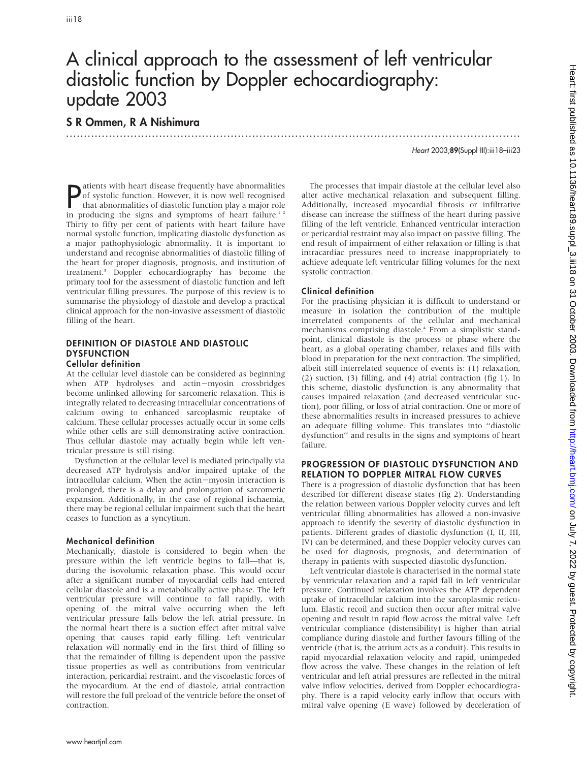# A clinical approach to the assessment of left ventricular diastolic function by Doppler echocardiography: update 2003

**S R Ommen, R A Nishimura**

Heart 2003;**89**(Suppl III):iii18–iii23

Patients with heart disease frequently have abnormalities of systolic function. However, it is now well recognised that abnormalities of diastolic function play a major role in producing the signs and symptoms of heart failure.[1 2] Thirty to fifty per cent of patients with heart failure have normal systolic function, implicating diastolic dysfunction as a major pathophysiologic abnormality. It is important to understand and recognise abnormalities of diastolic filling of the heart for proper diagnosis, prognosis, and institution of treatment.[3] Doppler echocardiography has become the primary tool for the assessment of diastolic function and left ventricular filling pressures. The purpose of this review is to summarise the physiology of diastole and develop a practical clinical approach for the non-invasive assessment of diastolic filling of the heart.

## DEFINITION OF DIASTOLE AND DIASTOLIC DYSFUNCTION

### Cellular definition

At the cellular level diastole can be considered as beginning when ATP hydrolyses and actin–myosin crossbridges become unlinked allowing for sarcomeric relaxation. This is integrally related to decreasing intracellular concentrations of calcium owing to enhanced sarcoplasmic reuptake of calcium. These cellular processes actually occur in some cells while other cells are still demonstrating active contraction. Thus cellular diastole may actually begin while left ventricular pressure is still rising.

Dysfunction at the cellular level is mediated principally via decreased ATP hydrolysis and/or impaired uptake of the intracellular calcium. When the actin–myosin interaction is prolonged, there is a delay and prolongation of sarcomeric expansion. Additionally, in the case of regional ischaemia, there may be regional cellular impairment such that the heart ceases to function as a syncytium.

### Mechanical definition

Mechanically, diastole is considered to begin when the pressure within the left ventricle begins to fall—that is, during the isovolumic relaxation phase. This would occur after a significant number of myocardial cells had entered cellular diastole and is a metabolically active phase. The left ventricular pressure will continue to fall rapidly, with opening of the mitral valve occurring when the left ventricular pressure falls below the left atrial pressure. In the normal heart there is a suction effect after mitral valve opening that causes rapid early filling. Left ventricular relaxation will normally end in the first third of filling so that the remainder of filling is dependent upon the passive tissue properties as well as contributions from ventricular interaction, pericardial restraint, and the viscoelastic forces of the myocardium. At the end of diastole, atrial contraction will restore the full preload of the ventricle before the onset of contraction.

The processes that impair diastole at the cellular level also alter active mechanical relaxation and subsequent filling. Additionally, increased myocardial fibrosis or infiltrative disease can increase the stiffness of the heart during passive filling of the left ventricle. Enhanced ventricular interaction or pericardial restraint may also impact on passive filling. The end result of impairment of either relaxation or filling is that intracardiac pressures need to increase inappropriately to achieve adequate left ventricular filling volumes for the next systolic contraction.

### Clinical definition

For the practising physician it is difficult to understand or measure in isolation the contribution of the multiple interrelated components of the cellular and mechanical mechanisms comprising diastole.[4] From a simplistic standpoint, clinical diastole is the process or phase where the heart, as a global operating chamber, relaxes and fills with blood in preparation for the next contraction. The simplified, albeit still interrelated sequence of events is: (1) relaxation, (2) suction, (3) filling, and (4) atrial contraction (fig 1). In this scheme, diastolic dysfunction is any abnormality that causes impaired relaxation (and decreased ventricular suction), poor filling, or loss of atrial contraction. One or more of these abnormalities results in increased pressures to achieve an adequate filling volume. This translates into "diastolic dysfunction" and results in the signs and symptoms of heart failure.

## PROGRESSION OF DIASTOLIC DYSFUNCTION AND RELATION TO DOPPLER MITRAL FLOW CURVES

There is a progression of diastolic dysfunction that has been described for different disease states (fig 2). Understanding the relation between various Doppler velocity curves and left ventricular filling abnormalities has allowed a non-invasive approach to identify the severity of diastolic dysfunction in patients. Different grades of diastolic dysfunction (I, II, III, IV) can be determined, and these Doppler velocity curves can be used for diagnosis, prognosis, and determination of therapy in patients with suspected diastolic dysfunction.

Left ventricular diastole is characterised in the normal state by ventricular relaxation and a rapid fall in left ventricular pressure. Continued relaxation involves the ATP dependent uptake of intracellular calcium into the sarcoplasmic reticulum. Elastic recoil and suction then occur after mitral valve opening and result in rapid flow across the mitral valve. Left ventricular compliance (distensibility) is higher than atrial compliance during diastole and further favours filling of the ventricle (that is, the atrium acts as a conduit). This results in rapid myocardial relaxation velocity and rapid, unimpeded flow across the valve. These changes in the relation of left ventricular and left atrial pressures are reflected in the mitral valve inflow velocities, derived from Doppler echocardiography. There is a rapid velocity early inflow that occurs with mitral valve opening (E wave) followed by deceleration of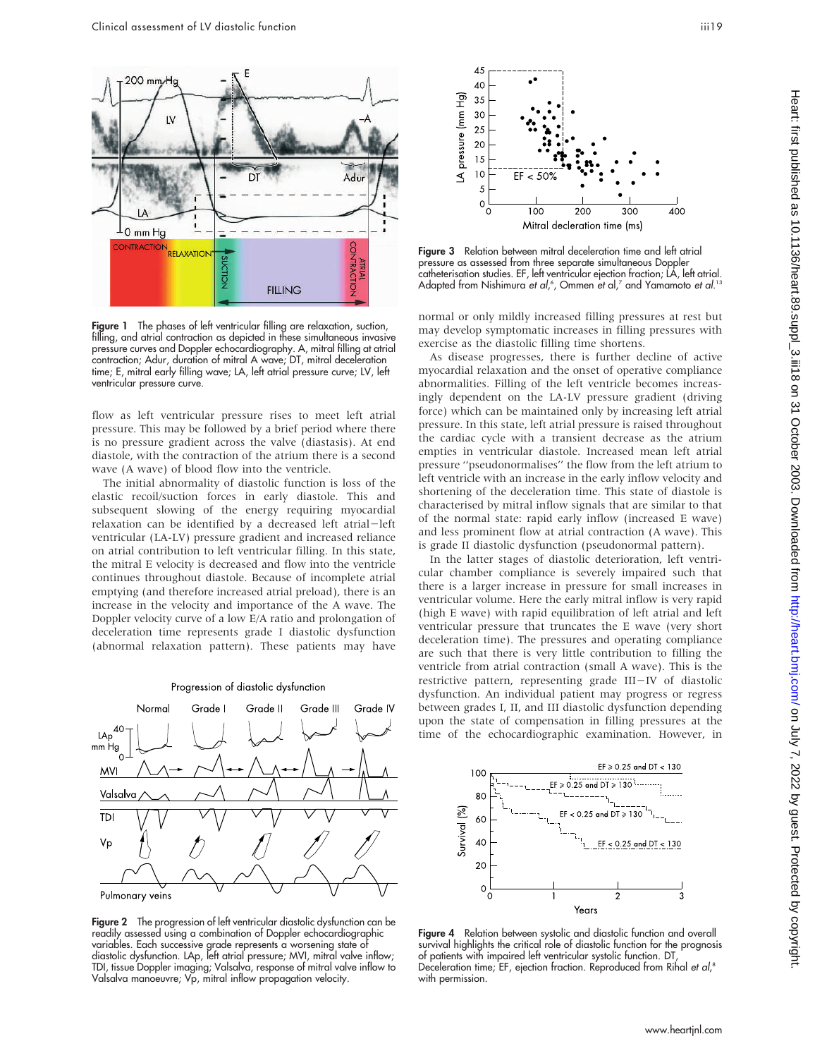200 mm Hg
E
LV
A
DT
Adur
LA
0 mm Hg
CONTRACTION
RELAXATION
SUCTION
FILLING
ATRIAL CONTRACTION

**Figure 1** The phases of left ventricular filling are relaxation, suction, filling, and atrial contraction as depicted in these simultaneous invasive pressure curves and Doppler echocardiography. A, mitral filling at atrial contraction; Adur, duration of mitral A wave; DT, mitral deceleration time; E, mitral early filling wave; LA, left atrial pressure curve; LV, left ventricular pressure curve.

flow as left ventricular pressure rises to meet left atrial pressure. This may be followed by a brief period where there is no pressure gradient across the valve (diastasis). At end diastole, with the contraction of the atrium there is a second wave (A wave) of blood flow into the ventricle.

The initial abnormality of diastolic function is loss of the elastic recoil/suction forces in early diastole. This and subsequent slowing of the energy requiring myocardial relaxation can be identified by a decreased left atrial−left ventricular (LA-LV) pressure gradient and increased reliance on atrial contribution to left ventricular filling. In this state, the mitral E velocity is decreased and flow into the ventricle continues throughout diastole. Because of incomplete atrial emptying (and therefore increased atrial preload), there is an increase in the velocity and importance of the A wave. The Doppler velocity curve of a low E/A ratio and prolongation of deceleration time represents grade I diastolic dysfunction (abnormal relaxation pattern). These patients may have normal or only mildly increased filling pressures at rest but may develop symptomatic increases in filling pressures with exercise as the diastolic filling time shortens.

As disease progresses, there is further decline of active myocardial relaxation and the onset of operative compliance abnormalities. Filling of the left ventricle becomes increasingly dependent on the LA-LV pressure gradient (driving force) which can be maintained only by increasing left atrial pressure. In this state, left atrial pressure is raised throughout the cardiac cycle with a transient decrease as the atrium empties in ventricular diastole. Increased mean left atrial pressure "pseudonormalises" the flow from the left atrium to left ventricle with an increase in the early inflow velocity and shortening of the deceleration time. This state of diastole is characterised by mitral inflow signals that are similar to that of the normal state: rapid early inflow (increased E wave) and less prominent flow at atrial contraction (A wave). This is grade II diastolic dysfunction (pseudonormal pattern).

In the latter stages of diastolic deterioration, left ventricular chamber compliance is severely impaired such that there is a larger increase in pressure for small increases in ventricular volume. Here the early mitral inflow is very rapid (high E wave) with rapid equilibration of left atrial and left ventricular pressure that truncates the E wave (very short deceleration time). The pressures and operating compliance are such that there is very little contribution to filling the ventricle from atrial contraction (small A wave). This is the restrictive pattern, representing grade III−IV of diastolic dysfunction. An individual patient may progress or regress between grades I, II, and III diastolic dysfunction depending upon the state of compensation in filling pressures at the time of the echocardiographic examination. However, in

Progression of diastolic dysfunction
Normal Grade I Grade II Grade III Grade IV
LAp mm Hg 40 0
MVI
Valsalva
TDI
Vp
Pulmonary veins

**Figure 2** The progression of left ventricular diastolic dysfunction can be readily assessed using a combination of Doppler echocardiographic variables. Each successive grade represents a worsening state of diastolic dysfunction. LAp, left atrial pressure; MVI, mitral valve inflow; TDI, tissue Doppler imaging; Valsalva, response of mitral valve inflow to Valsalva manoeuvre; Vp, mitral inflow propagation velocity.

LA pressure (mm Hg)
45 40 35 30 25 20 15 10 5 0
EF < 50%
0 100 200 300 400
Mitral decleration time (ms)

**Figure 3** Relation between mitral deceleration time and left atrial pressure as assessed from three separate simultaneous Doppler catheterisation studies. EF, left ventricular ejection fraction; LA, left atrial. Adapted from Nishimura *et al*,[6], Ommen *et al*,[7] and Yamamoto *et al*.[13]

Survival (%)
100 80 60 40 20 0
EF ≥ 0.25 and DT < 130
EF ≥ 0.25 and DT ≥ 130
EF < 0.25 and DT ≥ 130
EF < 0.25 and DT < 130
0 1 2 3
Years

**Figure 4** Relation between systolic and diastolic function and overall survival highlights the critical role of diastolic function for the prognosis of patients with impaired left ventricular systolic function. DT, Deceleration time; EF, ejection fraction. Reproduced from Rihal *et al*,[8] with permission.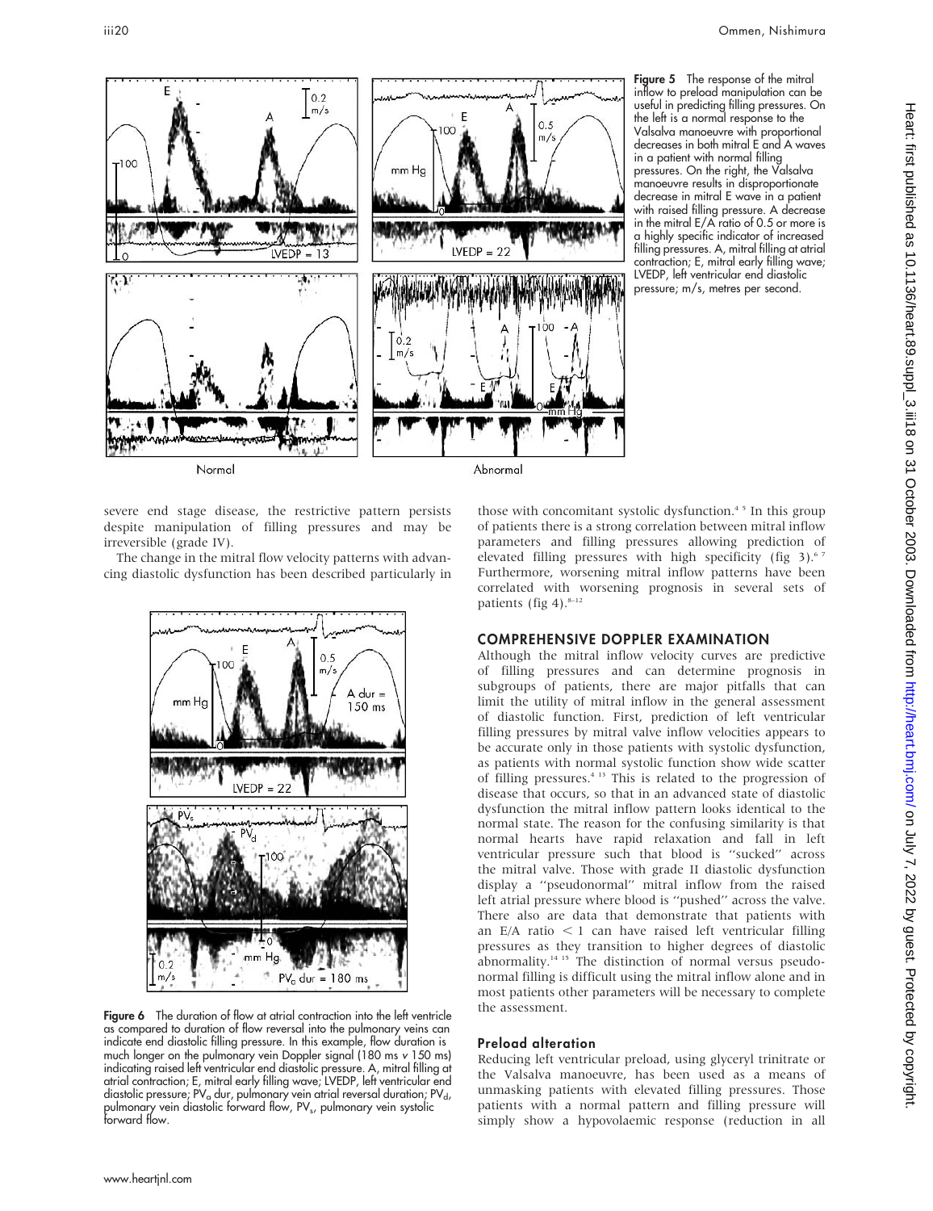**Figure 5** The response of the mitral inflow to preload manipulation can be useful in predicting filling pressures. On the left is a normal response to the Valsalva manoeuvre with proportional decreases in both mitral E and A waves in a patient with normal filling pressures. On the right, the Valsalva manoeuvre results in disproportionate decrease in mitral E wave in a patient with raised filling pressure. A decrease in the mitral E/A ratio of 0.5 or more is a highly specific indicator of increased filling pressures. A, mitral filling at atrial contraction; E, mitral early filling wave; LVEDP, left ventricular end diastolic pressure; m/s, metres per second.

severe end stage disease, the restrictive pattern persists despite manipulation of filling pressures and may be irreversible (grade IV).

The change in the mitral flow velocity patterns with advancing diastolic dysfunction has been described particularly in those with concomitant systolic dysfunction.[4 5] In this group of patients there is a strong correlation between mitral inflow parameters and filling pressures allowing prediction of elevated filling pressures with high specificity (fig 3).[6 7] Furthermore, worsening mitral inflow patterns have been correlated with worsening prognosis in several sets of patients (fig 4).[8–12]

**Figure 6** The duration of flow at atrial contraction into the left ventricle as compared to duration of flow reversal into the pulmonary veins can indicate end diastolic filling pressure. In this example, flow duration is much longer on the pulmonary vein Doppler signal (180 ms v 150 ms) indicating raised left ventricular end diastolic pressure. A, mitral filling at atrial contraction; E, mitral early filling wave; LVEDP, left ventricular end diastolic pressure; $PV_a$ dur, pulmonary vein atrial reversal duration; $PV_d$, pulmonary vein diastolic forward flow, $PV_s$, pulmonary vein systolic forward flow.

## COMPREHENSIVE DOPPLER EXAMINATION

Although the mitral inflow velocity curves are predictive of filling pressures and can determine prognosis in subgroups of patients, there are major pitfalls that can limit the utility of mitral inflow in the general assessment of diastolic function. First, prediction of left ventricular filling pressures by mitral valve inflow velocities appears to be accurate only in those patients with systolic dysfunction, as patients with normal systolic function show wide scatter of filling pressures.[4 13] This is related to the progression of disease that occurs, so that in an advanced state of diastolic dysfunction the mitral inflow pattern looks identical to the normal state. The reason for the confusing similarity is that normal hearts have rapid relaxation and fall in left ventricular pressure such that blood is "sucked" across the mitral valve. Those with grade II diastolic dysfunction display a "pseudonormal" mitral inflow from the raised left atrial pressure where blood is "pushed" across the valve. There also are data that demonstrate that patients with an E/A ratio $< 1$ can have raised left ventricular filling pressures as they transition to higher degrees of diastolic abnormality.[14 15] The distinction of normal versus pseudonormal filling is difficult using the mitral inflow alone and in most patients other parameters will be necessary to complete the assessment.

### Preload alteration

Reducing left ventricular preload, using glyceryl trinitrate or the Valsalva manoeuvre, has been used as a means of unmasking patients with elevated filling pressures. Those patients with a normal pattern and filling pressure will simply show a hypovolaemic response (reduction in all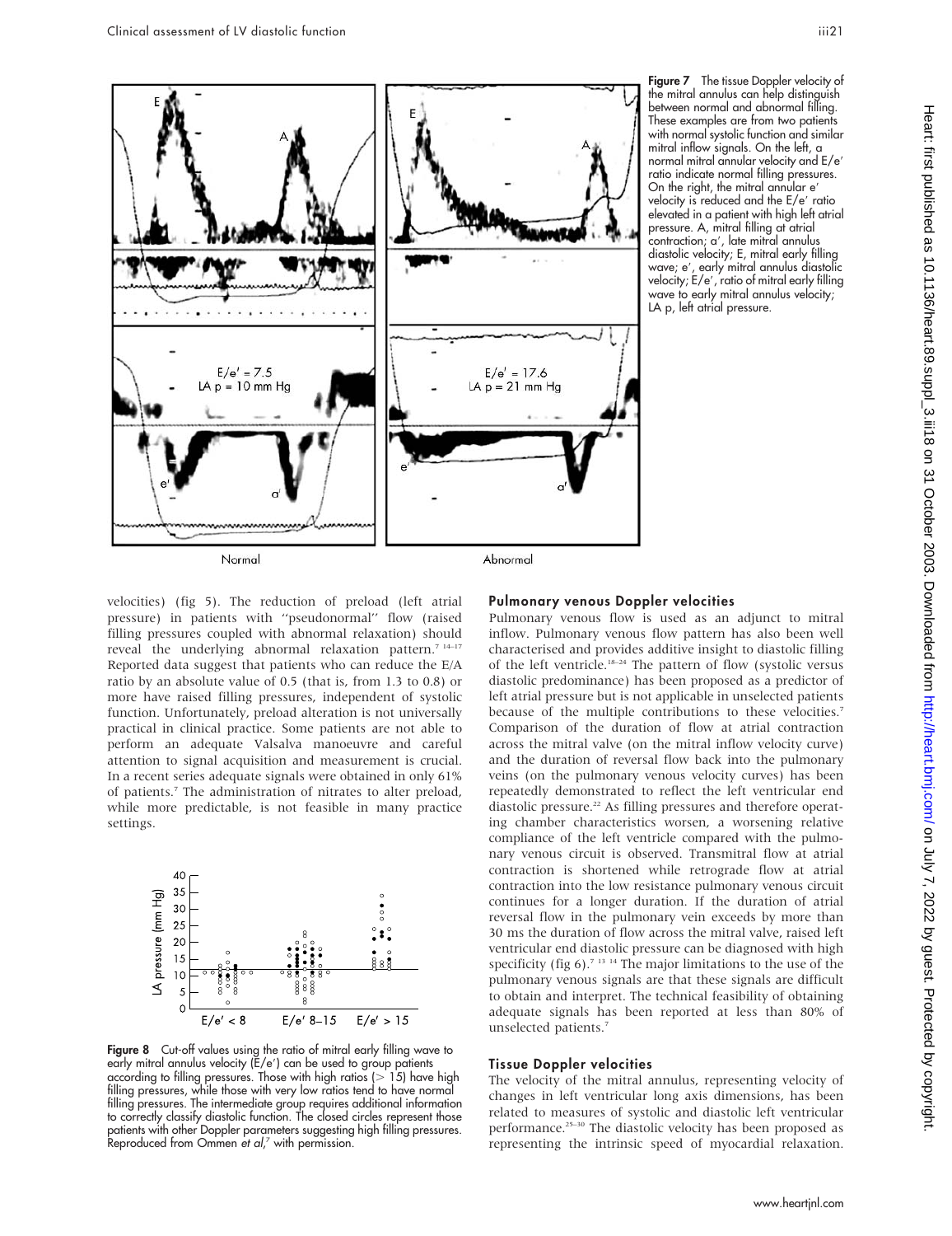Figure 7 The tissue Doppler velocity of the mitral annulus can help distinguish between normal and abnormal filling. These examples are from two patients with normal systolic function and similar mitral inflow signals. On the left, a normal mitral annular velocity and E/e′ ratio indicate normal filling pressures. On the right, the mitral annular e′ velocity is reduced and the E/e′ ratio elevated in a patient with high left atrial pressure. A, mitral filling at atrial contraction; a′, late mitral annulus diastolic velocity; E, mitral early filling wave; e′, early mitral annulus diastolic velocity; E/e′, ratio of mitral early filling wave to early mitral annulus velocity; LA p, left atrial pressure.

velocities) (fig 5). The reduction of preload (left atrial pressure) in patients with "pseudonormal" flow (raised filling pressures coupled with abnormal relaxation) should reveal the underlying abnormal relaxation pattern.[7 14–17] Reported data suggest that patients who can reduce the E/A ratio by an absolute value of 0.5 (that is, from 1.3 to 0.8) or more have raised filling pressures, independent of systolic function. Unfortunately, preload alteration is not universally practical in clinical practice. Some patients are not able to perform an adequate Valsalva manoeuvre and careful attention to signal acquisition and measurement is crucial. In a recent series adequate signals were obtained in only 61% of patients.[7] The administration of nitrates to alter preload, while more predictable, is not feasible in many practice settings.

Figure 8 Cut-off values using the ratio of mitral early filling wave to early mitral annulus velocity (E/e′) can be used to group patients according to filling pressures. Those with high ratios (> 15) have high filling pressures, while those with very low ratios tend to have normal filling pressures. The intermediate group requires additional information to correctly classify diastolic function. The closed circles represent those patients with other Doppler parameters suggesting high filling pressures. Reproduced from Ommen *et al*,[7] with permission.

### Pulmonary venous Doppler velocities

Pulmonary venous flow is used as an adjunct to mitral inflow. Pulmonary venous flow pattern has also been well characterised and provides additive insight to diastolic filling of the left ventricle.[18–24] The pattern of flow (systolic versus diastolic predominance) has been proposed as a predictor of left atrial pressure but is not applicable in unselected patients because of the multiple contributions to these velocities.[7] Comparison of the duration of flow at atrial contraction across the mitral valve (on the mitral inflow velocity curve) and the duration of reversal flow back into the pulmonary veins (on the pulmonary venous velocity curves) has been repeatedly demonstrated to reflect the left ventricular end diastolic pressure.[22] As filling pressures and therefore operating chamber characteristics worsen, a worsening relative compliance of the left ventricle compared with the pulmonary venous circuit is observed. Transmitral flow at atrial contraction is shortened while retrograde flow at atrial contraction into the low resistance pulmonary venous circuit continues for a longer duration. If the duration of atrial reversal flow in the pulmonary vein exceeds by more than 30 ms the duration of flow across the mitral valve, raised left ventricular end diastolic pressure can be diagnosed with high specificity (fig 6).[7 13 14] The major limitations to the use of the pulmonary venous signals are that these signals are difficult to obtain and interpret. The technical feasibility of obtaining adequate signals has been reported at less than 80% of unselected patients.[7]

### Tissue Doppler velocities

The velocity of the mitral annulus, representing velocity of changes in left ventricular long axis dimensions, has been related to measures of systolic and diastolic left ventricular performance.[25–30] The diastolic velocity has been proposed as representing the intrinsic speed of myocardial relaxation.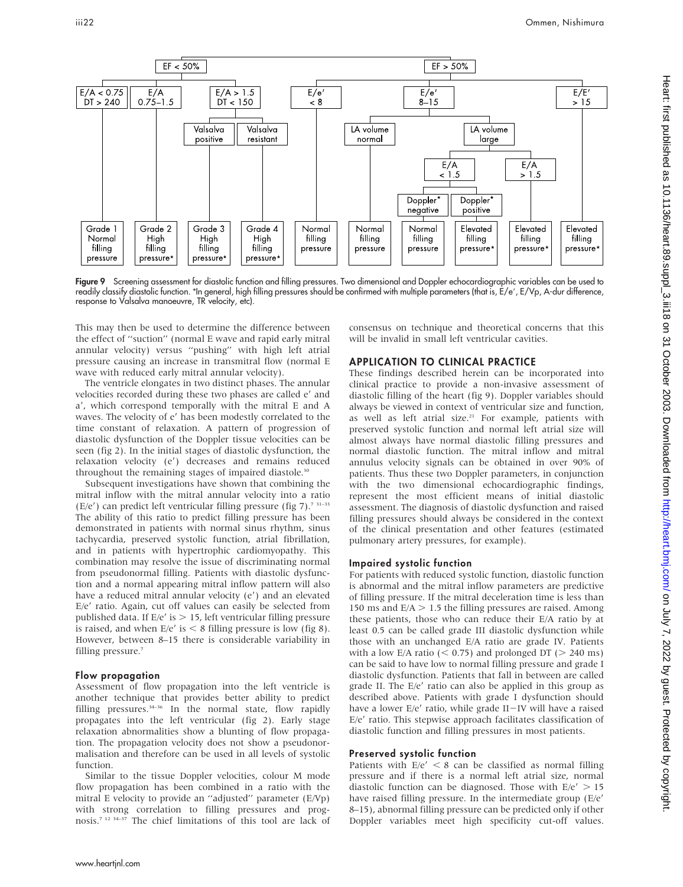Figure 9 Screening assessment for diastolic function and filling pressures. Two dimensional and Doppler echocardiographic variables can be used to readily classify diastolic function. *In general, high filling pressures should be confirmed with multiple parameters (that is, E/e′, E/Vp, A-dur difference, response to Valsalva manoeuvre, TR velocity, etc).

This may then be used to determine the difference between the effect of "suction" (normal E wave and rapid early mitral annular velocity) versus "pushing" with high left atrial pressure causing an increase in transmitral flow (normal E wave with reduced early mitral annular velocity).

The ventricle elongates in two distinct phases. The annular velocities recorded during these two phases are called e′ and a′, which correspond temporally with the mitral E and A waves. The velocity of e′ has been modestly correlated to the time constant of relaxation. A pattern of progression of diastolic dysfunction of the Doppler tissue velocities can be seen (fig 2). In the initial stages of diastolic dysfunction, the relaxation velocity (e′) decreases and remains reduced throughout the remaining stages of impaired diastole.[30]

Subsequent investigations have shown that combining the mitral inflow with the mitral annular velocity into a ratio (E/e′) can predict left ventricular filling pressure (fig 7).[7 31–33] The ability of this ratio to predict filling pressure has been demonstrated in patients with normal sinus rhythm, sinus tachycardia, preserved systolic function, atrial fibrillation, and in patients with hypertrophic cardiomyopathy. This combination may resolve the issue of discriminating normal from pseudonormal filling. Patients with diastolic dysfunction and a normal appearing mitral inflow pattern will also have a reduced mitral annular velocity (e′) and an elevated E/e′ ratio. Again, cut off values can easily be selected from published data. If E/e′ is $> 15$, left ventricular filling pressure is raised, and when E/e′ is $< 8$ filling pressure is low (fig 8). However, between 8–15 there is considerable variability in filling pressure.[7]

### Flow propagation

Assessment of flow propagation into the left ventricle is another technique that provides better ability to predict filling pressures.[34–36] In the normal state, flow rapidly propagates into the left ventricular (fig 2). Early stage relaxation abnormalities show a blunting of flow propagation. The propagation velocity does not show a pseudonormalisation and therefore can be used in all levels of systolic function.

Similar to the tissue Doppler velocities, colour M mode flow propagation has been combined in a ratio with the mitral E velocity to provide an "adjusted" parameter (E/Vp) with strong correlation to filling pressures and prognosis.[7 12 34–37] The chief limitations of this tool are lack of consensus on technique and theoretical concerns that this will be invalid in small left ventricular cavities.

## APPLICATION TO CLINICAL PRACTICE

These findings described herein can be incorporated into clinical practice to provide a non-invasive assessment of diastolic filling of the heart (fig 9). Doppler variables should always be viewed in context of ventricular size and function, as well as left atrial size.[21] For example, patients with preserved systolic function and normal left atrial size will almost always have normal diastolic filling pressures and normal diastolic function. The mitral inflow and mitral annulus velocity signals can be obtained in over 90% of patients. Thus these two Doppler parameters, in conjunction with the two dimensional echocardiographic findings, represent the most efficient means of initial diastolic assessment. The diagnosis of diastolic dysfunction and raised filling pressures should always be considered in the context of the clinical presentation and other features (estimated pulmonary artery pressures, for example).

### Impaired systolic function

For patients with reduced systolic function, diastolic function is abnormal and the mitral inflow parameters are predictive of filling pressure. If the mitral deceleration time is less than 150 ms and E/A $> 1.5$ the filling pressures are raised. Among these patients, those who can reduce their E/A ratio by at least 0.5 can be called grade III diastolic dysfunction while those with an unchanged E/A ratio are grade IV. Patients with a low E/A ratio ($< 0.75$) and prolonged DT ($> 240$ ms) can be said to have low to normal filling pressure and grade I diastolic dysfunction. Patients that fall in between are called grade II. The E/e′ ratio can also be applied in this group as described above. Patients with grade I dysfunction should have a lower E/e′ ratio, while grade II−IV will have a raised E/e′ ratio. This stepwise approach facilitates classification of diastolic function and filling pressures in most patients.

### Preserved systolic function

Patients with E/e′ $< 8$ can be classified as normal filling pressure and if there is a normal left atrial size, normal diastolic function can be diagnosed. Those with E/e′ $> 15$ have raised filling pressure. In the intermediate group (E/e′ 8–15), abnormal filling pressure can be predicted only if other Doppler variables meet high specificity cut-off values.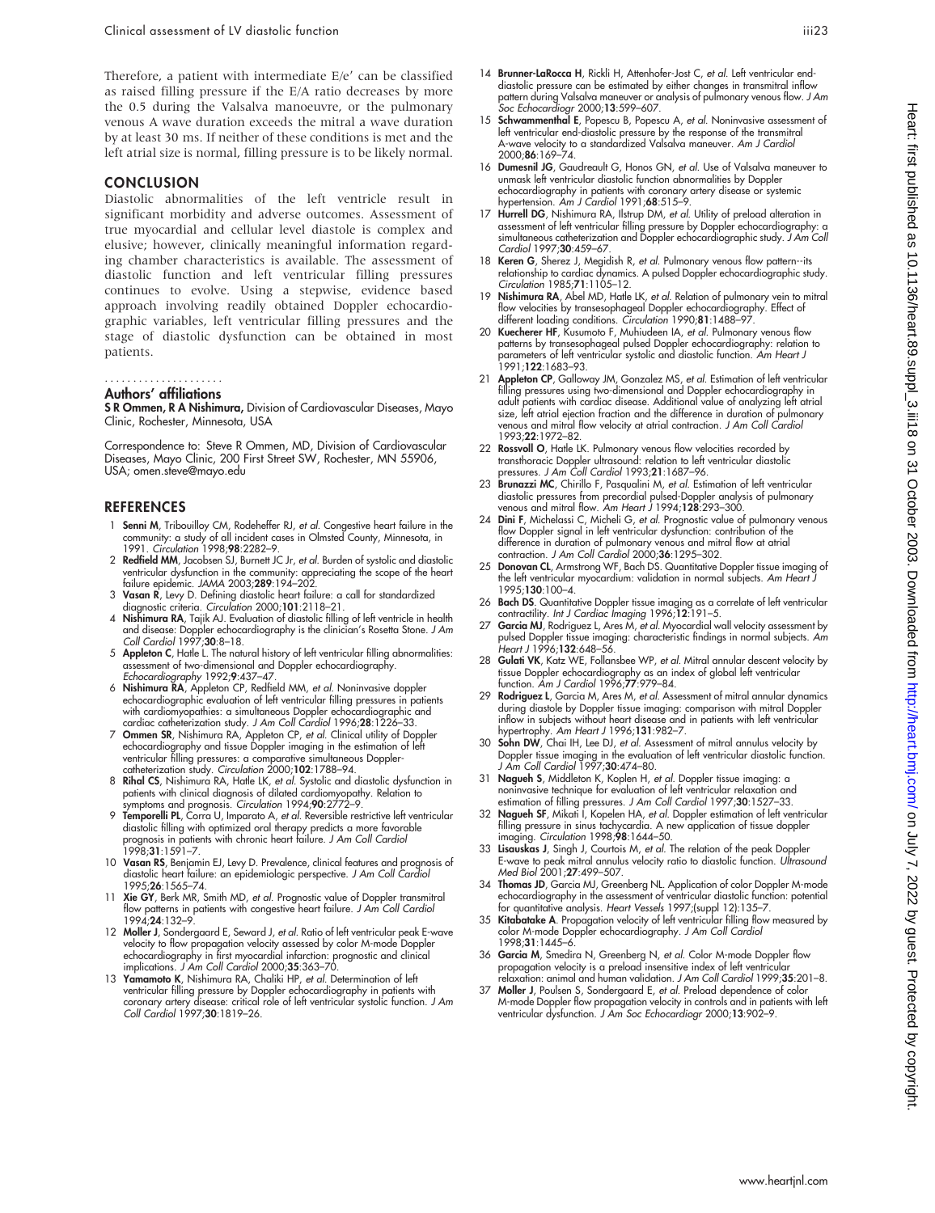Therefore, a patient with intermediate E/e′ can be classified as raised filling pressure if the E/A ratio decreases by more the 0.5 during the Valsalva manoeuvre, or the pulmonary venous A wave duration exceeds the mitral a wave duration by at least 30 ms. If neither of these conditions is met and the left atrial size is normal, filling pressure is to be likely normal.

## CONCLUSION

Diastolic abnormalities of the left ventricle result in significant morbidity and adverse outcomes. Assessment of true myocardial and cellular level diastole is complex and elusive; however, clinically meaningful information regarding chamber characteristics is available. The assessment of diastolic function and left ventricular filling pressures continues to evolve. Using a stepwise, evidence based approach involving readily obtained Doppler echocardiographic variables, left ventricular filling pressures and the stage of diastolic dysfunction can be obtained in most patients.

### Authors' affiliations

**S R Ommen, R A Nishimura,** Division of Cardiovascular Diseases, Mayo Clinic, Rochester, Minnesota, USA

Correspondence to: Steve R Ommen, MD, Division of Cardiovascular Diseases, Mayo Clinic, 200 First Street SW, Rochester, MN 55906, USA; omen.steve@mayo.edu

## REFERENCES

1. **Senni M**, Tribouilloy CM, Rodeheffer RJ, *et al.* Congestive heart failure in the community: a study of all incident cases in Olmsted County, Minnesota, in 1991. *Circulation* 1998;**98**:2282–9.
2. **Redfield MM**, Jacobsen SJ, Burnett JC Jr, *et al.* Burden of systolic and diastolic ventricular dysfunction in the community: appreciating the scope of the heart failure epidemic. *JAMA* 2003;**289**:194–202.
3. **Vasan R**, Levy D. Defining diastolic heart failure: a call for standardized diagnostic criteria. *Circulation* 2000;**101**:2118–21.
4. **Nishimura RA**, Tajik AJ. Evaluation of diastolic filling of left ventricle in health and disease: Doppler echocardiography is the clinician's Rosetta Stone. *J Am Coll Cardiol* 1997;**30**:8–18.
5. **Appleton C**, Hatle L. The natural history of left ventricular filling abnormalities: assessment of two-dimensional and Doppler echocardiography. *Echocardiography* 1992;**9**:437–47.
6. **Nishimura RA**, Appleton CP, Redfield MM, *et al.* Noninvasive doppler echocardiographic evaluation of left ventricular filling pressures in patients with cardiomyopathies: a simultaneous Doppler echocardiographic and cardiac catheterization study. *J Am Coll Cardiol* 1996;**28**:1226–33.
7. **Ommen SR**, Nishimura RA, Appleton CP, *et al.* Clinical utility of Doppler echocardiography and tissue Doppler imaging in the estimation of left ventricular filling pressures: a comparative simultaneous Doppler-catheterization study. *Circulation* 2000;**102**:1788–94.
8. **Rihal CS**, Nishimura RA, Hatle LK, *et al.* Systolic and diastolic dysfunction in patients with clinical diagnosis of dilated cardiomyopathy. Relation to symptoms and prognosis. *Circulation* 1994;**90**:2772–9.
9. **Temporelli PL**, Corra U, Imparato A, *et al.* Reversible restrictive left ventricular diastolic filling with optimized oral therapy predicts a more favorable prognosis in patients with chronic heart failure. *J Am Coll Cardiol* 1998;**31**:1591–7.
10. **Vasan RS**, Benjamin EJ, Levy D. Prevalence, clinical features and prognosis of diastolic heart failure: an epidemiologic perspective. *J Am Coll Cardiol* 1995;**26**:1565–74.
11. **Xie GY**, Berk MR, Smith MD, *et al.* Prognostic value of Doppler transmitral flow patterns in patients with congestive heart failure. *J Am Coll Cardiol* 1994;**24**:132–9.
12. **Moller J**, Sondergaard E, Seward J, *et al.* Ratio of left ventricular peak E-wave velocity to flow propagation velocity assessed by color M-mode Doppler echocardiography in first myocardial infarction: prognostic and clinical implications. *J Am Coll Cardiol* 2000;**35**:363–70.
13. **Yamamoto K**, Nishimura RA, Chaliki HP, *et al.* Determination of left ventricular filling pressure by Doppler echocardiography in patients with coronary artery disease: critical role of left ventricular systolic function. *J Am Coll Cardiol* 1997;**30**:1819–26.
14. **Brunner-LaRocca H**, Rickli H, Attenhofer-Jost C, *et al.* Left ventricular end-diastolic pressure can be estimated by either changes in transmitral inflow pattern during Valsalva maneuver or analysis of pulmonary venous flow. *J Am Soc Echocardiogr* 2000;**13**:599–607.
15. **Schwammenthal E**, Popescu B, Popescu A, *et al.* Noninvasive assessment of left ventricular end-diastolic pressure by the response of the transmitral A-wave velocity to a standardized Valsalva maneuver. *Am J Cardiol* 2000;**86**:169–74.
16. **Dumesnil JG**, Gaudreault G, Honos GN, *et al.* Use of Valsalva maneuver to unmask left ventricular diastolic function abnormalities by Doppler echocardiography in patients with coronary artery disease or systemic hypertension. *Am J Cardiol* 1991;**68**:515–9.
17. **Hurrell DG**, Nishimura RA, Ilstrup DM, *et al.* Utility of preload alteration in assessment of left ventricular filling pressure by Doppler echocardiography: a simultaneous catheterization and Doppler echocardiographic study. *J Am Coll Cardiol* 1997;**30**:459–67.
18. **Keren G**, Sherez J, Megidish R, *et al.* Pulmonary venous flow pattern--its relationship to cardiac dynamics. A pulsed Doppler echocardiographic study. *Circulation* 1985;**71**:1105–12.
19. **Nishimura RA**, Abel MD, Hatle LK, *et al.* Relation of pulmonary vein to mitral flow velocities by transesophageal Doppler echocardiography. Effect of different loading conditions. *Circulation* 1990;**81**:1488–97.
20. **Kuecherer HF**, Kusumoto F, Muhiudeen IA, *et al.* Pulmonary venous flow patterns by transesophageal pulsed Doppler echocardiography: relation to parameters of left ventricular systolic and diastolic function. *Am Heart J* 1991;**122**:1683–93.
21. **Appleton CP**, Galloway JM, Gonzalez MS, *et al.* Estimation of left ventricular filling pressures using two-dimensional and Doppler echocardiography in adult patients with cardiac disease. Additional value of analyzing left atrial size, left atrial ejection fraction and the difference in duration of pulmonary venous and mitral flow velocity at atrial contraction. *J Am Coll Cardiol* 1993;**22**:1972–82.
22. **Rossvoll O**, Hatle LK. Pulmonary venous flow velocities recorded by transthoracic Doppler ultrasound: relation to left ventricular diastolic pressures. *J Am Coll Cardiol* 1993;**21**:1687–96.
23. **Brunazzi MC**, Chirillo F, Pasqualini M, *et al.* Estimation of left ventricular diastolic pressures from precordial pulsed-Doppler analysis of pulmonary venous and mitral flow. *Am Heart J* 1994;**128**:293–300.
24. **Dini F**, Michelassi C, Micheli G, *et al.* Prognostic value of pulmonary venous flow Doppler signal in left ventricular dysfunction: contribution of the difference in duration of pulmonary venous and mitral flow at atrial contraction. *J Am Coll Cardiol* 2000;**36**:1295–302.
25. **Donovan CL**, Armstrong WF, Bach DS. Quantitative Doppler tissue imaging of the left ventricular myocardium: validation in normal subjects. *Am Heart J* 1995;**130**:100–4.
26. **Bach DS**. Quantitative Doppler tissue imaging as a correlate of left ventricular contractility. *Int J Cardiac Imaging* 1996;**12**:191–5.
27. **Garcia MJ**, Rodriguez L, Ares M, *et al.* Myocardial wall velocity assessment by pulsed Doppler tissue imaging: characteristic findings in normal subjects. *Am Heart J* 1996;**132**:648–56.
28. **Gulati VK**, Katz WE, Follansbee WP, *et al.* Mitral annular descent velocity by tissue Doppler echocardiography as an index of global left ventricular function. *Am J Cardiol* 1996;**77**:979–84.
29. **Rodriguez L**, Garcia M, Ares M, *et al.* Assessment of mitral annular dynamics during diastole by Doppler tissue imaging: comparison with mitral Doppler inflow in subjects without heart disease and in patients with left ventricular hypertrophy. *Am Heart J* 1996;**131**:982–7.
30. **Sohn DW**, Chai IH, Lee DJ, *et al.* Assessment of mitral annulus velocity by Doppler tissue imaging in the evaluation of left ventricular diastolic function. *J Am Coll Cardiol* 1997;**30**:474–80.
31. **Nagueh S**, Middleton K, Koplen H, *et al.* Doppler tissue imaging: a noninvasive technique for evaluation of left ventricular relaxation and estimation of filling pressures. *J Am Coll Cardiol* 1997;**30**:1527–33.
32. **Nagueh SF**, Mikati I, Kopelen HA, *et al.* Doppler estimation of left ventricular filling pressure in sinus tachycardia. A new application of tissue doppler imaging. *Circulation* 1998;**98**:1644–50.
33. **Lisauskas J**, Singh J, Courtois M, *et al.* The relation of the peak Doppler E-wave to peak mitral annulus velocity ratio to diastolic function. *Ultrasound Med Biol* 2001;**27**:499–507.
34. **Thomas JD**, Garcia MJ, Greenberg NL. Application of color Doppler M-mode echocardiography in the assessment of ventricular diastolic function: potential for quantitative analysis. *Heart Vessels* 1997;(suppl 12):135–7.
35. **Kitabatake A**. Propagation velocity of left ventricular filling flow measured by color M-mode Doppler echocardiography. *J Am Coll Cardiol* 1998;**31**:1445–6.
36. **Garcia M**, Smedira N, Greenberg N, *et al.* Color M-mode Doppler flow propagation velocity is a preload insensitive index of left ventricular relaxation: animal and human validation. *J Am Coll Cardiol* 1999;**35**:201–8.
37. **Moller J**, Poulsen S, Sondergaard E, *et al.* Preload dependence of color M-mode Doppler flow propagation velocity in controls and in patients with left ventricular dysfunction. *J Am Soc Echocardiogr* 2000;**13**:902–9.